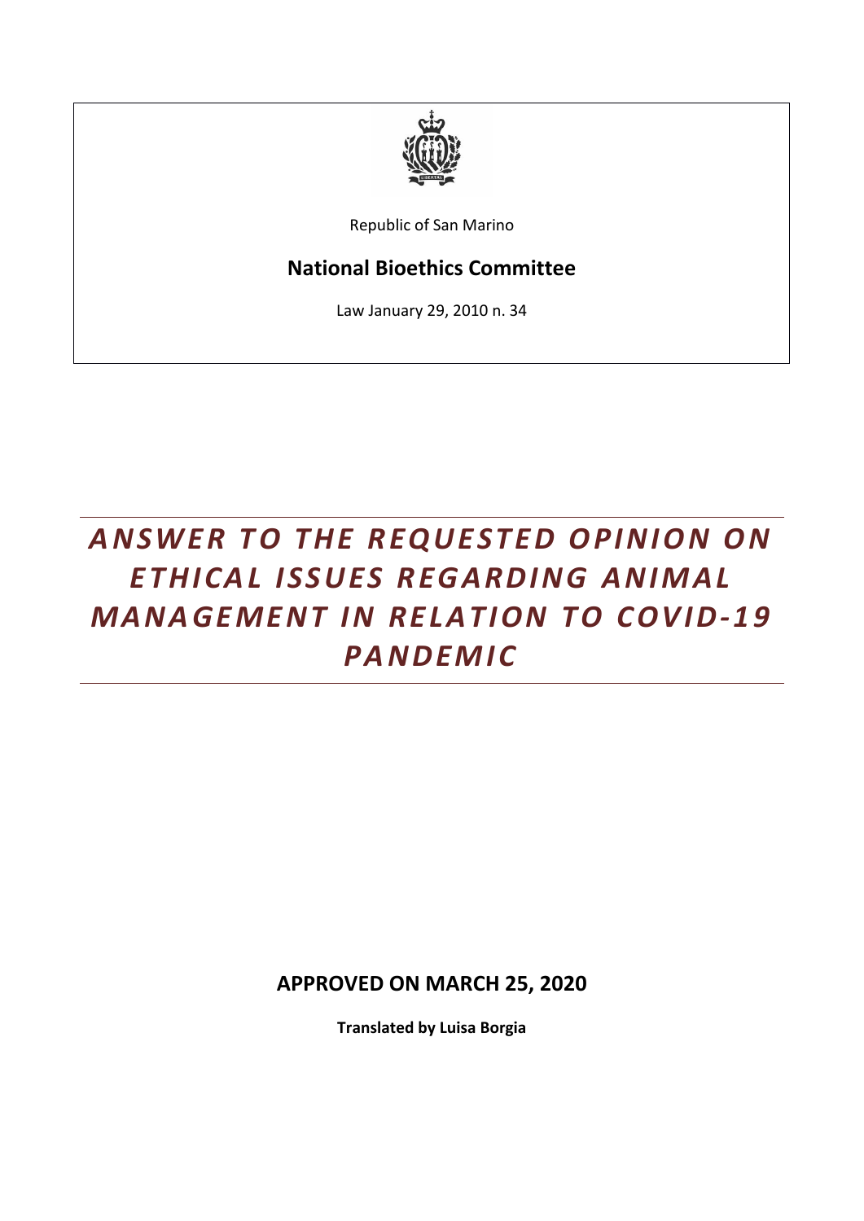Republic of San Marino

**National Bioethics Committee**

Law January 29, 2010 n. 34

# *ANSWER TO THE REQUESTED OPINION ON ETHICAL ISSUES REGARDING ANIMAL MANAGEMENT IN RELATION TO COVID-19 PANDEMIC*

**APPROVED ON MARCH 25, 2020**

**Translated by Luisa Borgia**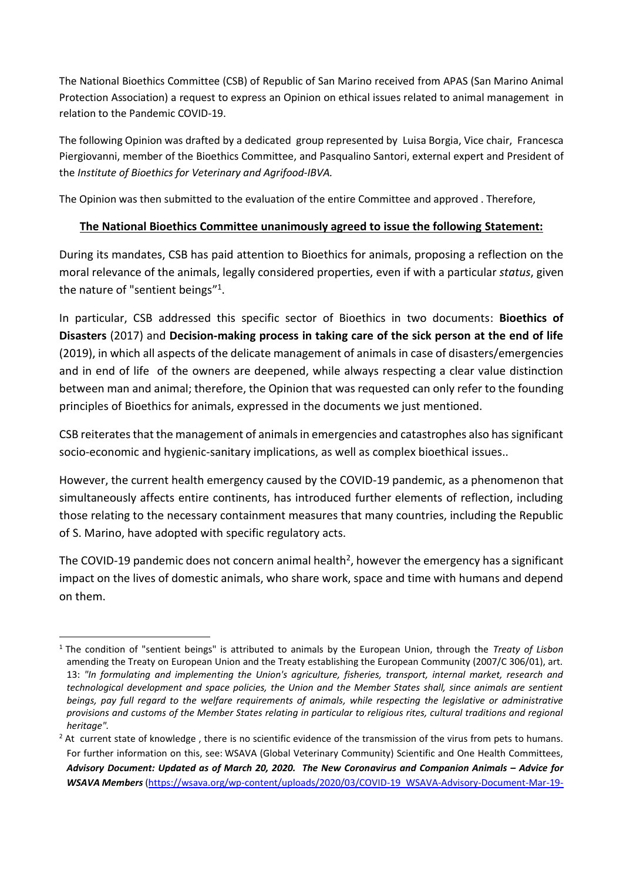The National Bioethics Committee (CSB) of Republic of San Marino received from APAS (San Marino Animal Protection Association) a request to express an Opinion on ethical issues related to animal management in relation to the Pandemic COVID-19.

The following Opinion was drafted by a dedicated group represented by Luisa Borgia, Vice chair, Francesca Piergiovanni, member of the Bioethics Committee, and Pasqualino Santori, external expert and President of the *Institute of Bioethics for Veterinary and Agrifood-IBVA.*

The Opinion was then submitted to the evaluation of the entire Committee and approved . Therefore,

**The National Bioethics Committee unanimously agreed to issue the following Statement:**

During its mandates, CSB has paid attention to Bioethics for animals, proposing a reflection on the moral relevance of the animals, legally considered properties, even if with a particular *status*, given the nature of "sentient beings"[1].

In particular, CSB addressed this specific sector of Bioethics in two documents: **Bioethics of Disasters** (2017) and **Decision-making process in taking care of the sick person at the end of life** (2019), in which all aspects of the delicate management of animals in case of disasters/emergencies and in end of life of the owners are deepened, while always respecting a clear value distinction between man and animal; therefore, the Opinion that was requested can only refer to the founding principles of Bioethics for animals, expressed in the documents we just mentioned.

CSB reiterates that the management of animals in emergencies and catastrophes also has significant socio-economic and hygienic-sanitary implications, as well as complex bioethical issues..

However, the current health emergency caused by the COVID-19 pandemic, as a phenomenon that simultaneously affects entire continents, has introduced further elements of reflection, including those relating to the necessary containment measures that many countries, including the Republic of S. Marino, have adopted with specific regulatory acts.

The COVID-19 pandemic does not concern animal health[2], however the emergency has a significant impact on the lives of domestic animals, who share work, space and time with humans and depend on them.

---

[1] The condition of "sentient beings" is attributed to animals by the European Union, through the *Treaty of Lisbon* amending the Treaty on European Union and the Treaty establishing the European Community (2007/C 306/01), art. 13: *"In formulating and implementing the Union's agriculture, fisheries, transport, internal market, research and technological development and space policies, the Union and the Member States shall, since animals are sentient beings, pay full regard to the welfare requirements of animals, while respecting the legislative or administrative provisions and customs of the Member States relating in particular to religious rites, cultural traditions and regional heritage".*

[2] At current state of knowledge , there is no scientific evidence of the transmission of the virus from pets to humans. For further information on this, see: WSAVA (Global Veterinary Community) Scientific and One Health Committees, ***Advisory Document: Updated as of March 20, 2020. The New Coronavirus and Companion Animals – Advice for WSAVA Members*** (https://wsava.org/wp-content/uploads/2020/03/COVID-19_WSAVA-Advisory-Document-Mar-19-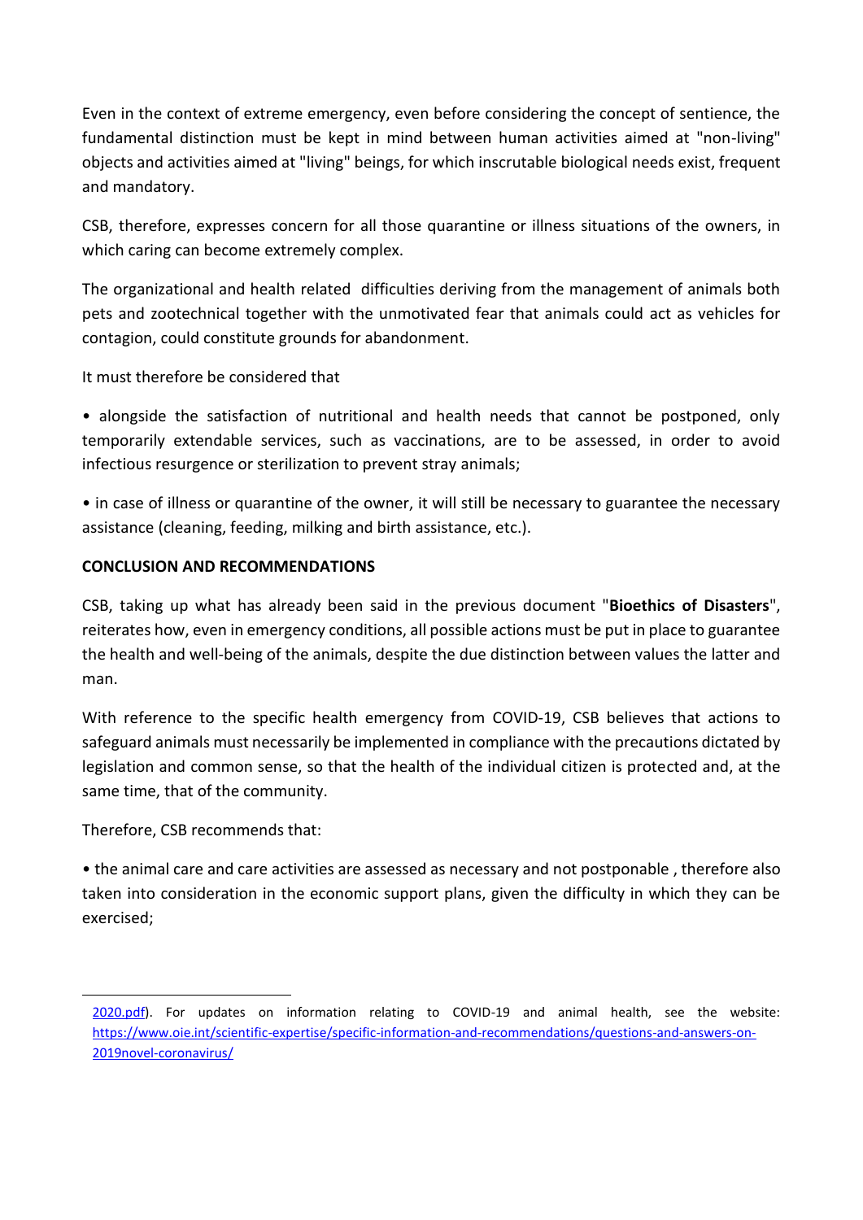Even in the context of extreme emergency, even before considering the concept of sentience, the fundamental distinction must be kept in mind between human activities aimed at "non-living" objects and activities aimed at "living" beings, for which inscrutable biological needs exist, frequent and mandatory.

CSB, therefore, expresses concern for all those quarantine or illness situations of the owners, in which caring can become extremely complex.

The organizational and health related difficulties deriving from the management of animals both pets and zootechnical together with the unmotivated fear that animals could act as vehicles for contagion, could constitute grounds for abandonment.

It must therefore be considered that

- alongside the satisfaction of nutritional and health needs that cannot be postponed, only temporarily extendable services, such as vaccinations, are to be assessed, in order to avoid infectious resurgence or sterilization to prevent stray animals;
- in case of illness or quarantine of the owner, it will still be necessary to guarantee the necessary assistance (cleaning, feeding, milking and birth assistance, etc.).

**CONCLUSION AND RECOMMENDATIONS**

CSB, taking up what has already been said in the previous document "**Bioethics of Disasters**", reiterates how, even in emergency conditions, all possible actions must be put in place to guarantee the health and well-being of the animals, despite the due distinction between values the latter and man.

With reference to the specific health emergency from COVID-19, CSB believes that actions to safeguard animals must necessarily be implemented in compliance with the precautions dictated by legislation and common sense, so that the health of the individual citizen is protected and, at the same time, that of the community.

Therefore, CSB recommends that:

- the animal care and care activities are assessed as necessary and not postponable , therefore also taken into consideration in the economic support plans, given the difficulty in which they can be exercised;

---

2020.pdf). For updates on information relating to COVID-19 and animal health, see the website: https://www.oie.int/scientific-expertise/specific-information-and-recommendations/questions-and-answers-on-2019novel-coronavirus/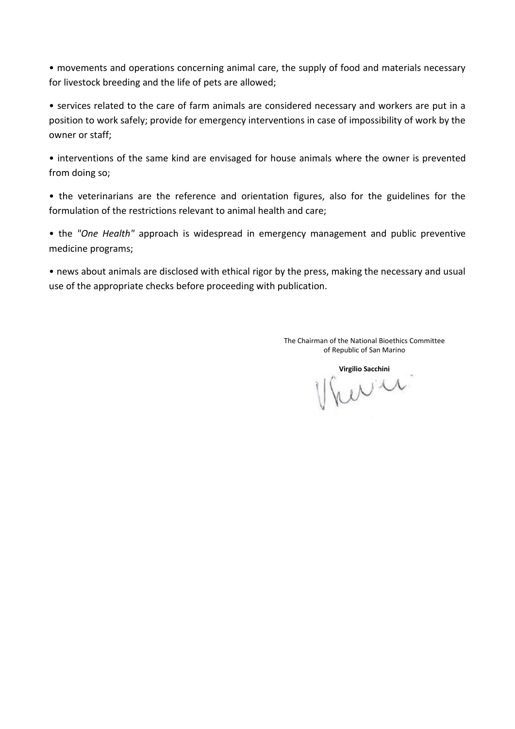- movements and operations concerning animal care, the supply of food and materials necessary for livestock breeding and the life of pets are allowed;

- services related to the care of farm animals are considered necessary and workers are put in a position to work safely; provide for emergency interventions in case of impossibility of work by the owner or staff;

- interventions of the same kind are envisaged for house animals where the owner is prevented from doing so;

- the veterinarians are the reference and orientation figures, also for the guidelines for the formulation of the restrictions relevant to animal health and care;

- the *"One Health"* approach is widespread in emergency management and public preventive medicine programs;

- news about animals are disclosed with ethical rigor by the press, making the necessary and usual use of the appropriate checks before proceeding with publication.

The Chairman of the National Bioethics Committee
of Republic of San Marino

**Virgilio Sacchini**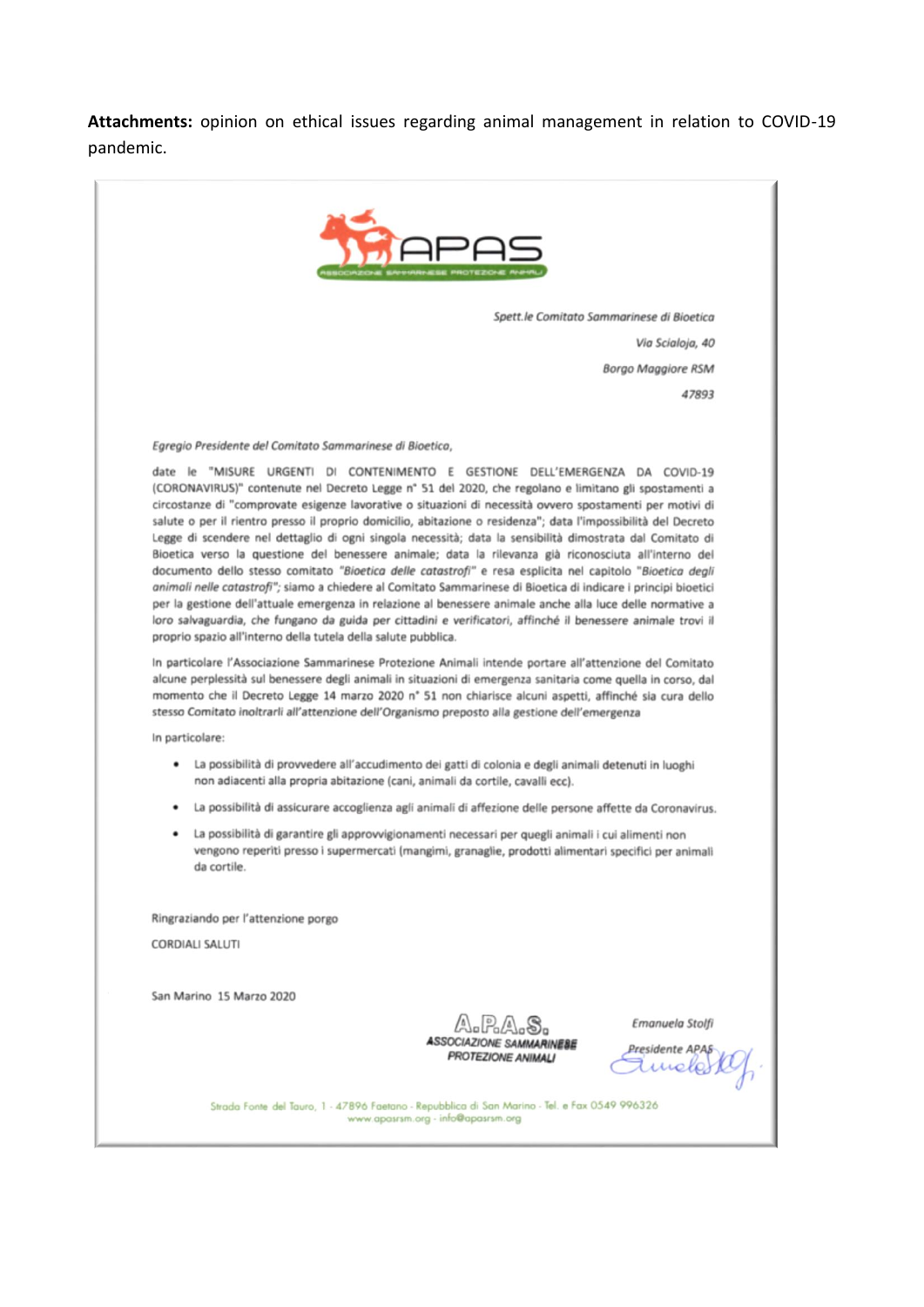**Attachments:** opinion on ethical issues regarding animal management in relation to COVID-19 pandemic.

APAS
ASSOCIAZIONE SAMMARINESE PROTEZIONE ANIMALI

*Spett.le Comitato Sammarinese di Bioetica*

*Via Scialoja, 40*

*Borgo Maggiore RSM*

*47893*

*Egregio Presidente del Comitato Sammarinese di Bioetica,*

date le "MISURE URGENTI DI CONTENIMENTO E GESTIONE DELL'EMERGENZA DA COVID-19 (CORONAVIRUS)" contenute nel Decreto Legge n° 51 del 2020, che regolano e limitano gli spostamenti a circostanze di "comprovate esigenze lavorative o situazioni di necessità ovvero spostamenti per motivi di salute o per il rientro presso il proprio domicilio, abitazione o residenza"; data l'impossibilità del Decreto Legge di scendere nel dettaglio di ogni singola necessità; data la sensibilità dimostrata dal Comitato di Bioetica verso la questione del benessere animale; data la rilevanza già riconosciuta all'interno del documento dello stesso comitato *"Bioetica delle catastrofi"* e resa esplicita nel capitolo *"Bioetica degli animali nelle catastrofi"*; siamo a chiedere al Comitato Sammarinese di Bioetica di indicare i principi bioetici per la gestione dell'attuale emergenza in relazione al benessere animale anche alla luce delle normative a loro salvaguardia, che fungano da guida per cittadini e verificatori, affinché il benessere animale trovi il proprio spazio all'interno della tutela della salute pubblica.

In particolare l'Associazione Sammarinese Protezione Animali intende portare all'attenzione del Comitato alcune perplessità sul benessere degli animali in situazioni di emergenza sanitaria come quella in corso, dal momento che il Decreto Legge 14 marzo 2020 n° 51 non chiarisce alcuni aspetti, affinché sia cura dello stesso Comitato inoltrarli all'attenzione dell'Organismo preposto alla gestione dell'emergenza

In particolare:

- La possibilità di provvedere all'accudimento dei gatti di colonia e degli animali detenuti in luoghi non adiacenti alla propria abitazione (cani, animali da cortile, cavalli ecc).
- La possibilità di assicurare accoglienza agli animali di affezione delle persone affette da Coronavirus.
- La possibilità di garantire gli approvvigionamenti necessari per quegli animali i cui alimenti non vengono reperiti presso i supermercati (mangimi, granaglie, prodotti alimentari specifici per animali da cortile.

Ringraziando per l'attenzione porgo

CORDIALI SALUTI

San Marino 15 Marzo 2020

A.P.A.S.
*ASSOCIAZIONE SAMMARINESE PROTEZIONE ANIMALI*

*Emanuela Stolfi*

*Presidente APAS*

Strada Fonte del Tauro, 1 - 47896 Faetano - Repubblica di San Marino - Tel. e Fax 0549 996326
www.apasrsm.org - info@apasrsm.org